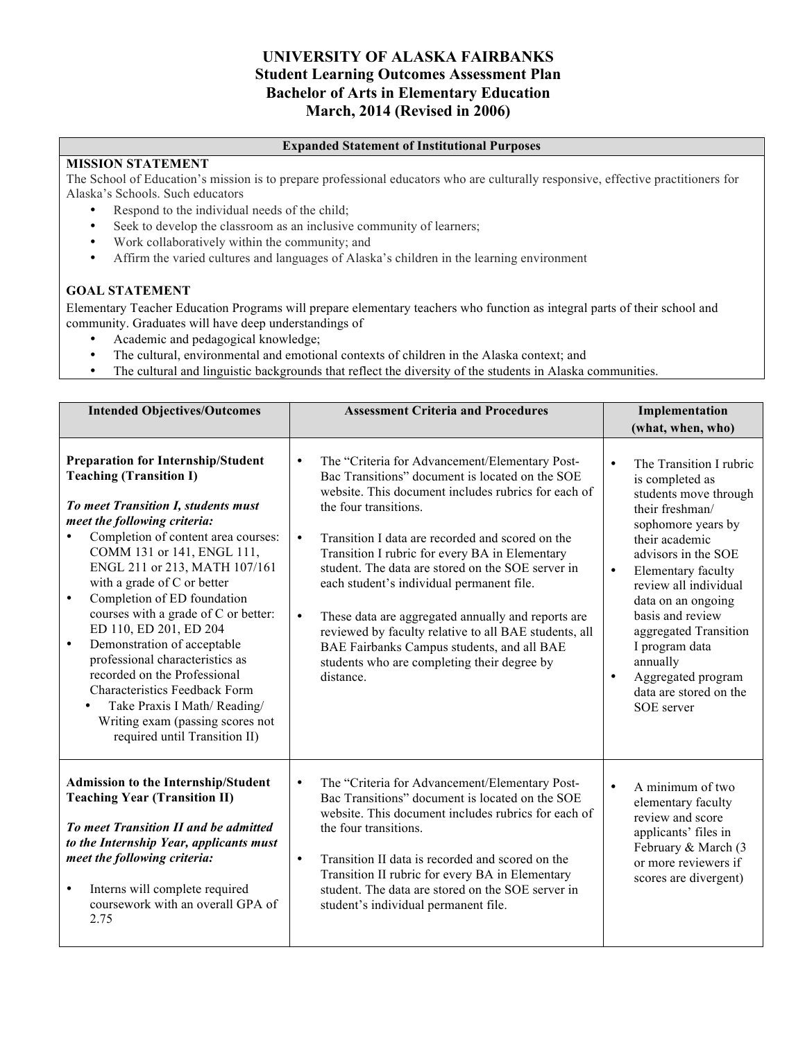# UNIVERSITY OF ALASKA FAIRBANKS
## Student Learning Outcomes Assessment Plan
## Bachelor of Arts in Elementary Education
## March, 2014 (Revised in 2006)

| Expanded Statement of Institutional Purposes |
|---|
| **MISSION STATEMENT**<br>The School of Education's mission is to prepare professional educators who are culturally responsive, effective practitioners for Alaska's Schools. Such educators<br>• Respond to the individual needs of the child;<br>• Seek to develop the classroom as an inclusive community of learners;<br>• Work collaboratively within the community; and<br>• Affirm the varied cultures and languages of Alaska's children in the learning environment<br><br>**GOAL STATEMENT**<br>Elementary Teacher Education Programs will prepare elementary teachers who function as integral parts of their school and community. Graduates will have deep understandings of<br>• Academic and pedagogical knowledge;<br>• The cultural, environmental and emotional contexts of children in the Alaska context; and<br>• The cultural and linguistic backgrounds that reflect the diversity of the students in Alaska communities. |

| Intended Objectives/Outcomes | Assessment Criteria and Procedures | Implementation (what, when, who) |
|---|---|---|
| **Preparation for Internship/Student Teaching (Transition I)**<br><br>***To meet Transition I, students must meet the following criteria:***<br>• Completion of content area courses: COMM 131 or 141, ENGL 111, ENGL 211 or 213, MATH 107/161 with a grade of C or better<br>• Completion of ED foundation courses with a grade of C or better: ED 110, ED 201, ED 204<br>• Demonstration of acceptable professional characteristics as recorded on the Professional Characteristics Feedback Form<br>  • Take Praxis I Math/ Reading/ Writing exam (passing scores not required until Transition II) | • The "Criteria for Advancement/Elementary Post-Bac Transitions" document is located on the SOE website. This document includes rubrics for each of the four transitions.<br><br>• Transition I data are recorded and scored on the Transition I rubric for every BA in Elementary student. The data are stored on the SOE server in each student's individual permanent file.<br><br>• These data are aggregated annually and reports are reviewed by faculty relative to all BAE students, all BAE Fairbanks Campus students, and all BAE students who are completing their degree by distance. | • The Transition I rubric is completed as students move through their freshman/ sophomore years by their academic advisors in the SOE<br>• Elementary faculty review all individual data on an ongoing basis and review aggregated Transition I program data annually<br>• Aggregated program data are stored on the SOE server |
| **Admission to the Internship/Student Teaching Year (Transition II)**<br><br>***To meet Transition II and be admitted to the Internship Year, applicants must meet the following criteria:***<br><br>• Interns will complete required coursework with an overall GPA of 2.75 | • The "Criteria for Advancement/Elementary Post-Bac Transitions" document is located on the SOE website. This document includes rubrics for each of the four transitions.<br><br>• Transition II data is recorded and scored on the Transition II rubric for every BA in Elementary student. The data are stored on the SOE server in student's individual permanent file. | • A minimum of two elementary faculty review and score applicants' files in February & March (3 or more reviewers if scores are divergent) |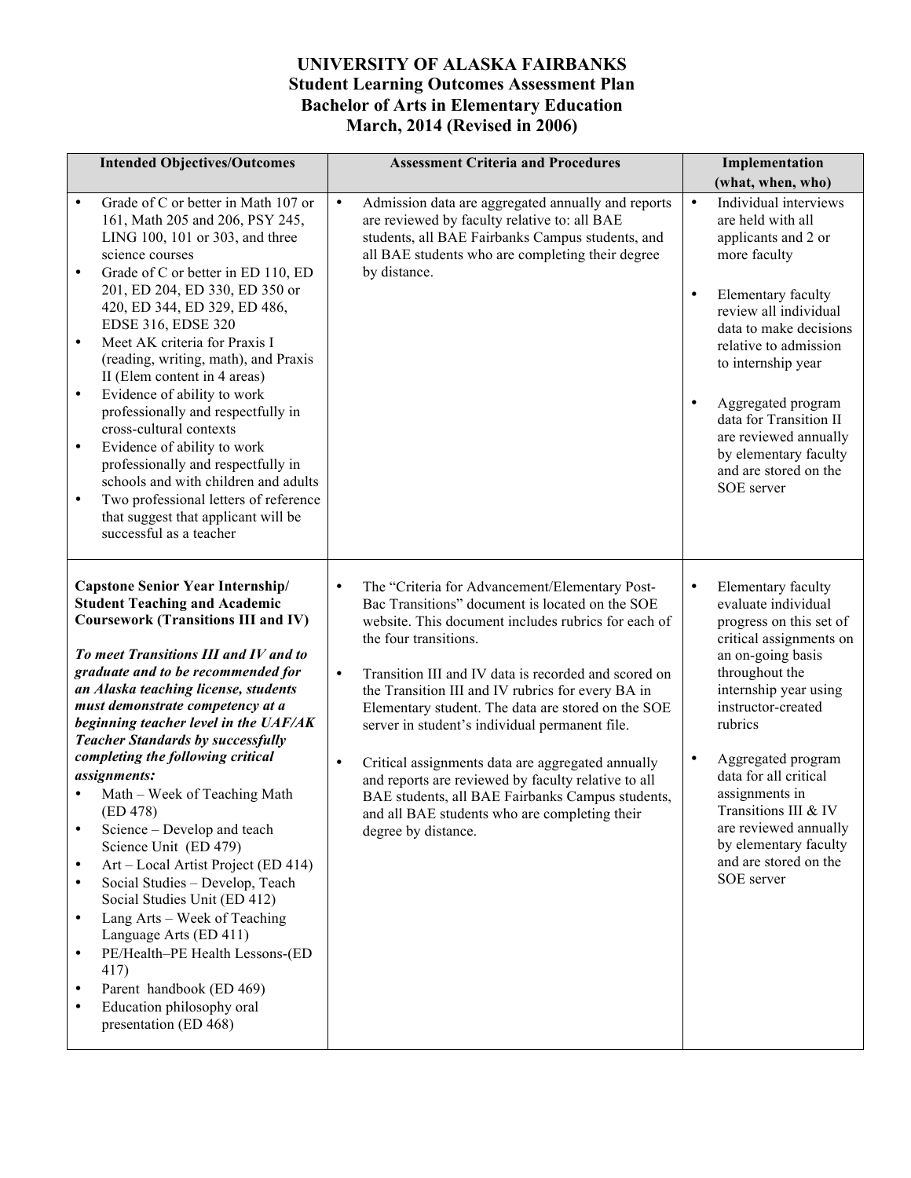# UNIVERSITY OF ALASKA FAIRBANKS
## Student Learning Outcomes Assessment Plan
## Bachelor of Arts in Elementary Education
## March, 2014 (Revised in 2006)

| Intended Objectives/Outcomes | Assessment Criteria and Procedures | Implementation (what, when, who) |
|---|---|---|
| • Grade of C or better in Math 107 or 161, Math 205 and 206, PSY 245, LING 100, 101 or 303, and three science courses<br>• Grade of C or better in ED 110, ED 201, ED 204, ED 330, ED 350 or 420, ED 344, ED 329, ED 486, EDSE 316, EDSE 320<br>• Meet AK criteria for Praxis I (reading, writing, math), and Praxis II (Elem content in 4 areas)<br>• Evidence of ability to work professionally and respectfully in cross-cultural contexts<br>• Evidence of ability to work professionally and respectfully in schools and with children and adults<br>• Two professional letters of reference that suggest that applicant will be successful as a teacher | • Admission data are aggregated annually and reports are reviewed by faculty relative to: all BAE students, all BAE Fairbanks Campus students, and all BAE students who are completing their degree by distance. | • Individual interviews are held with all applicants and 2 or more faculty<br>• Elementary faculty review all individual data to make decisions relative to admission to internship year<br>• Aggregated program data for Transition II are reviewed annually by elementary faculty and are stored on the SOE server |
| **Capstone Senior Year Internship/ Student Teaching and Academic Coursework (Transitions III and IV)**<br><br>***To meet Transitions III and IV and to graduate and to be recommended for an Alaska teaching license, students must demonstrate competency at a beginning teacher level in the UAF/AK Teacher Standards by successfully completing the following critical assignments:***<br>• Math – Week of Teaching Math (ED 478)<br>• Science – Develop and teach Science Unit (ED 479)<br>• Art – Local Artist Project (ED 414)<br>• Social Studies – Develop, Teach Social Studies Unit (ED 412)<br>• Lang Arts – Week of Teaching Language Arts (ED 411)<br>• PE/Health–PE Health Lessons-(ED 417)<br>• Parent handbook (ED 469)<br>• Education philosophy oral presentation (ED 468) | • The "Criteria for Advancement/Elementary Post-Bac Transitions" document is located on the SOE website. This document includes rubrics for each of the four transitions.<br>• Transition III and IV data is recorded and scored on the Transition III and IV rubrics for every BA in Elementary student. The data are stored on the SOE server in student's individual permanent file.<br>• Critical assignments data are aggregated annually and reports are reviewed by faculty relative to all BAE students, all BAE Fairbanks Campus students, and all BAE students who are completing their degree by distance. | • Elementary faculty evaluate individual progress on this set of critical assignments on an on-going basis throughout the internship year using instructor-created rubrics<br>• Aggregated program data for all critical assignments in Transitions III & IV are reviewed annually by elementary faculty and are stored on the SOE server |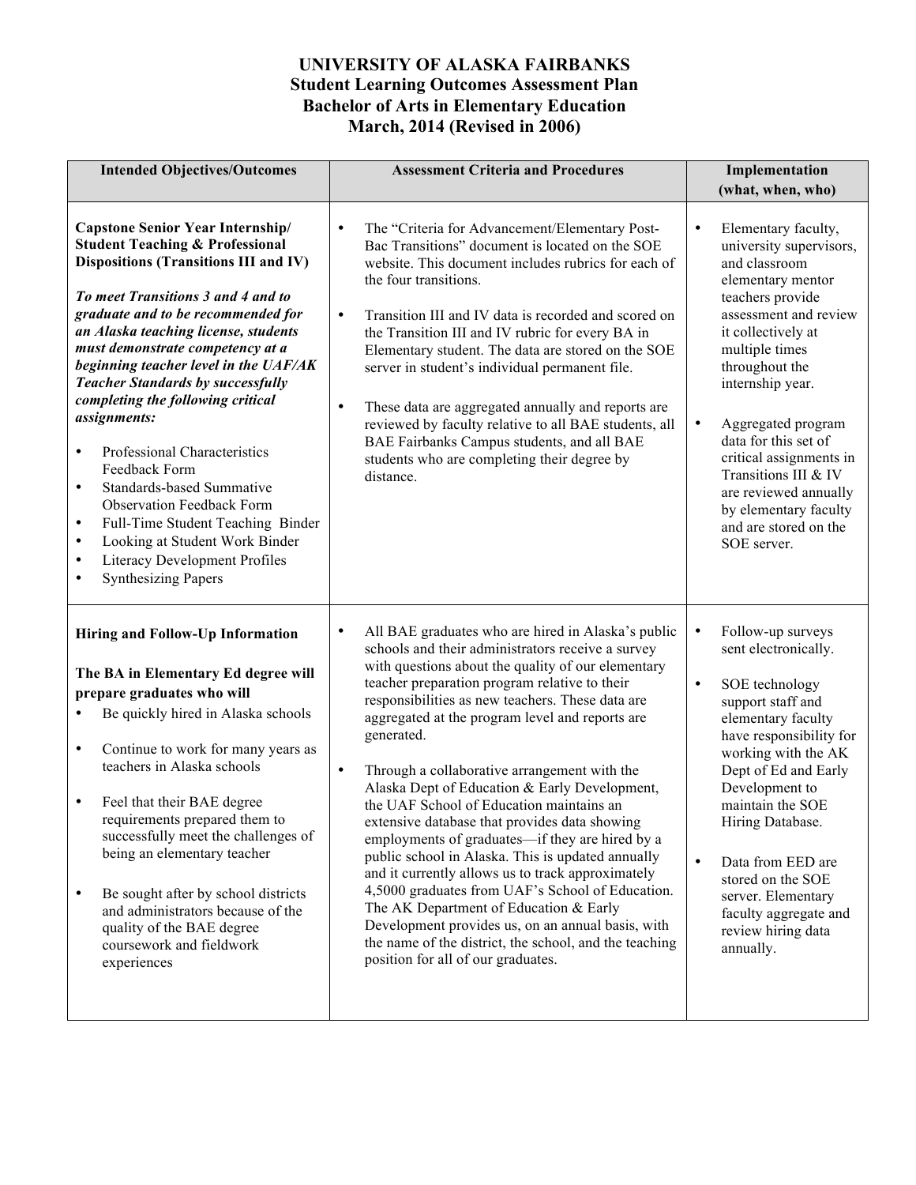**UNIVERSITY OF ALASKA FAIRBANKS**
**Student Learning Outcomes Assessment Plan**
**Bachelor of Arts in Elementary Education**
**March, 2014 (Revised in 2006)**

| Intended Objectives/Outcomes | Assessment Criteria and Procedures | Implementation (what, when, who) |
|---|---|---|
| **Capstone Senior Year Internship/ Student Teaching & Professional Dispositions (Transitions III and IV)**<br><br>***To meet Transitions 3 and 4 and to graduate and to be recommended for an Alaska teaching license, students must demonstrate competency at a beginning teacher level in the UAF/AK Teacher Standards by successfully completing the following critical assignments:***<br><br>• Professional Characteristics Feedback Form<br>• Standards-based Summative Observation Feedback Form<br>• Full-Time Student Teaching Binder<br>• Looking at Student Work Binder<br>• Literacy Development Profiles<br>• Synthesizing Papers | • The "Criteria for Advancement/Elementary Post-Bac Transitions" document is located on the SOE website. This document includes rubrics for each of the four transitions.<br><br>• Transition III and IV data is recorded and scored on the Transition III and IV rubric for every BA in Elementary student. The data are stored on the SOE server in student's individual permanent file.<br><br>• These data are aggregated annually and reports are reviewed by faculty relative to all BAE students, all BAE Fairbanks Campus students, and all BAE students who are completing their degree by distance. | • Elementary faculty, university supervisors, and classroom elementary mentor teachers provide assessment and review it collectively at multiple times throughout the internship year.<br><br>• Aggregated program data for this set of critical assignments in Transitions III & IV are reviewed annually by elementary faculty and are stored on the SOE server. |
| **Hiring and Follow-Up Information**<br><br>**The BA in Elementary Ed degree will prepare graduates who will**<br>• Be quickly hired in Alaska schools<br><br>• Continue to work for many years as teachers in Alaska schools<br><br>• Feel that their BAE degree requirements prepared them to successfully meet the challenges of being an elementary teacher<br><br>• Be sought after by school districts and administrators because of the quality of the BAE degree coursework and fieldwork experiences | • All BAE graduates who are hired in Alaska's public schools and their administrators receive a survey with questions about the quality of our elementary teacher preparation program relative to their responsibilities as new teachers. These data are aggregated at the program level and reports are generated.<br><br>• Through a collaborative arrangement with the Alaska Dept of Education & Early Development, the UAF School of Education maintains an extensive database that provides data showing employments of graduates—if they are hired by a public school in Alaska. This is updated annually and it currently allows us to track approximately 4,5000 graduates from UAF's School of Education. The AK Department of Education & Early Development provides us, on an annual basis, with the name of the district, the school, and the teaching position for all of our graduates. | • Follow-up surveys sent electronically.<br><br>• SOE technology support staff and elementary faculty have responsibility for working with the AK Dept of Ed and Early Development to maintain the SOE Hiring Database.<br><br>• Data from EED are stored on the SOE server. Elementary faculty aggregate and review hiring data annually. |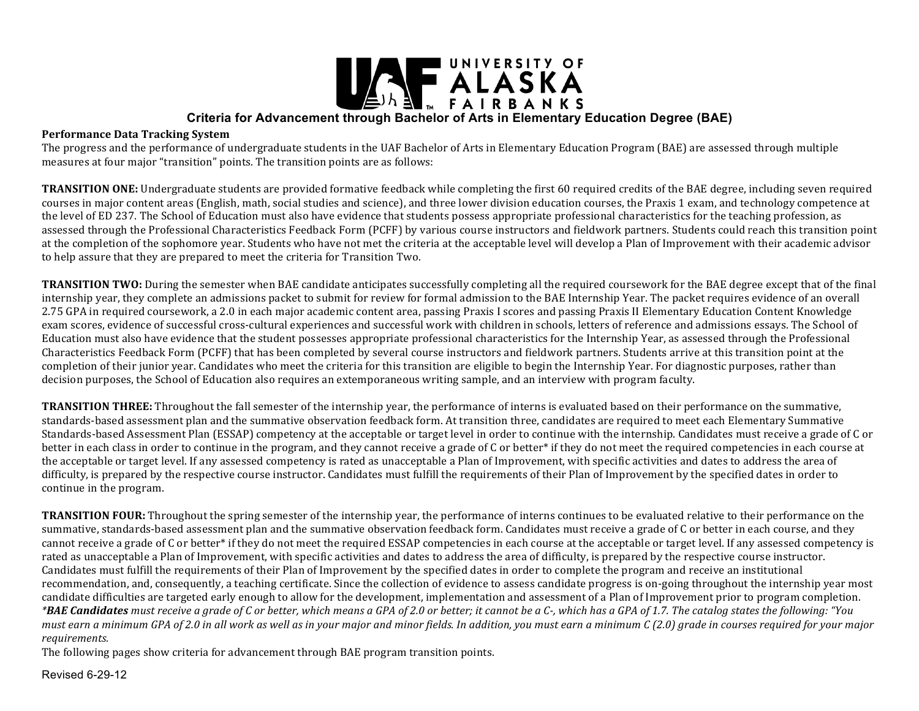# UNIVERSITY OF ALASKA FAIRBANKS

## Criteria for Advancement through Bachelor of Arts in Elementary Education Degree (BAE)

**Performance Data Tracking System**

The progress and the performance of undergraduate students in the UAF Bachelor of Arts in Elementary Education Program (BAE) are assessed through multiple measures at four major "transition" points. The transition points are as follows:

**TRANSITION ONE:** Undergraduate students are provided formative feedback while completing the first 60 required credits of the BAE degree, including seven required courses in major content areas (English, math, social studies and science), and three lower division education courses, the Praxis 1 exam, and technology competence at the level of ED 237. The School of Education must also have evidence that students possess appropriate professional characteristics for the teaching profession, as assessed through the Professional Characteristics Feedback Form (PCFF) by various course instructors and fieldwork partners. Students could reach this transition point at the completion of the sophomore year. Students who have not met the criteria at the acceptable level will develop a Plan of Improvement with their academic advisor to help assure that they are prepared to meet the criteria for Transition Two.

**TRANSITION TWO:** During the semester when BAE candidate anticipates successfully completing all the required coursework for the BAE degree except that of the final internship year, they complete an admissions packet to submit for review for formal admission to the BAE Internship Year. The packet requires evidence of an overall 2.75 GPA in required coursework, a 2.0 in each major academic content area, passing Praxis I scores and passing Praxis II Elementary Education Content Knowledge exam scores, evidence of successful cross-cultural experiences and successful work with children in schools, letters of reference and admissions essays. The School of Education must also have evidence that the student possesses appropriate professional characteristics for the Internship Year, as assessed through the Professional Characteristics Feedback Form (PCFF) that has been completed by several course instructors and fieldwork partners. Students arrive at this transition point at the completion of their junior year. Candidates who meet the criteria for this transition are eligible to begin the Internship Year. For diagnostic purposes, rather than decision purposes, the School of Education also requires an extemporaneous writing sample, and an interview with program faculty.

**TRANSITION THREE:** Throughout the fall semester of the internship year, the performance of interns is evaluated based on their performance on the summative, standards-based assessment plan and the summative observation feedback form. At transition three, candidates are required to meet each Elementary Summative Standards-based Assessment Plan (ESSAP) competency at the acceptable or target level in order to continue with the internship. Candidates must receive a grade of C or better in each class in order to continue in the program, and they cannot receive a grade of C or better* if they do not meet the required competencies in each course at the acceptable or target level. If any assessed competency is rated as unacceptable a Plan of Improvement, with specific activities and dates to address the area of difficulty, is prepared by the respective course instructor. Candidates must fulfill the requirements of their Plan of Improvement by the specified dates in order to continue in the program.

**TRANSITION FOUR:** Throughout the spring semester of the internship year, the performance of interns continues to be evaluated relative to their performance on the summative, standards-based assessment plan and the summative observation feedback form. Candidates must receive a grade of C or better in each course, and they cannot receive a grade of C or better* if they do not meet the required ESSAP competencies in each course at the acceptable or target level. If any assessed competency is rated as unacceptable a Plan of Improvement, with specific activities and dates to address the area of difficulty, is prepared by the respective course instructor. Candidates must fulfill the requirements of their Plan of Improvement by the specified dates in order to complete the program and receive an institutional recommendation, and, consequently, a teaching certificate. Since the collection of evidence to assess candidate progress is on-going throughout the internship year most candidate difficulties are targeted early enough to allow for the development, implementation and assessment of a Plan of Improvement prior to program completion.

****BAE Candidates** must receive a grade of C or better, which means a GPA of 2.0 or better; it cannot be a C-, which has a GPA of 1.7. The catalog states the following: "You must earn a minimum GPA of 2.0 in all work as well as in your major and minor fields. In addition, you must earn a minimum C (2.0) grade in courses required for your major requirements.*

The following pages show criteria for advancement through BAE program transition points.

Revised 6-29-12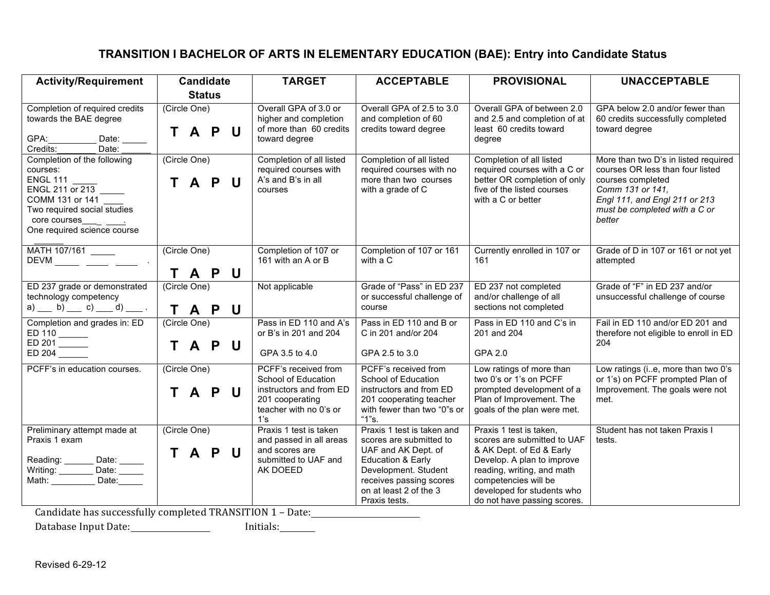## TRANSITION I BACHELOR OF ARTS IN ELEMENTARY EDUCATION (BAE): Entry into Candidate Status

| Activity/Requirement | Candidate Status | TARGET | ACCEPTABLE | PROVISIONAL | UNACCEPTABLE |
|---|---|---|---|---|---|
| Completion of required credits towards the BAE degree<br><br>GPA:__________ Date: _____<br>Credits:________ Date: ______ | (Circle One)<br><br>**T A P U** | Overall GPA of 3.0 or higher and completion of more than 60 credits toward degree | Overall GPA of 2.5 to 3.0 and completion of 60 credits toward degree | Overall GPA of between 2.0 and 2.5 and completion of at least 60 credits toward degree | GPA below 2.0 and/or fewer than 60 credits successfully completed toward degree |
| Completion of the following courses:<br>ENGL 111 _____<br>ENGL 211 or 213 _____<br>COMM 131 or 141 ____<br>Two required social studies core courses___ ____.<br>One required science course ______ | (Circle One)<br><br>**T A P U** | Completion of all listed required courses with A's and B's in all courses | Completion of all listed required courses with no more than two courses with a grade of C | Completion of all listed required courses with a C or better OR completion of only five of the listed courses with a C or better | More than two D's in listed required courses OR less than four listed courses completed<br>*Comm 131 or 141, Engl 111, and Engl 211 or 213 must be completed with a C or better* |
| MATH 107/161 _____<br>DEVM _____ _____ _____ . | (Circle One)<br><br>**T A P U** | Completion of 107 or 161 with an A or B | Completion of 107 or 161 with a C | Currently enrolled in 107 or 161 | Grade of D in 107 or 161 or not yet attempted |
| ED 237 grade or demonstrated technology competency<br>a) ___ b) ___ c) ___ d) ___ . | (Circle One)<br><br>**T A P U** | Not applicable | Grade of "Pass" in ED 237 or successful challenge of course | ED 237 not completed and/or challenge of all sections not completed | Grade of "F" in ED 237 and/or unsuccessful challenge of course |
| Completion and grades in: ED<br>ED 110 ______<br>ED 201 ______<br>ED 204 ______ | (Circle One)<br><br>**T A P U** | Pass in ED 110 and A's or B's in 201 and 204<br><br>GPA 3.5 to 4.0 | Pass in ED 110 and B or C in 201 and/or 204<br><br>GPA 2.5 to 3.0 | Pass in ED 110 and C's in 201 and 204<br><br>GPA 2.0 | Fail in ED 110 and/or ED 201 and therefore not eligible to enroll in ED 204 |
| PCFF's in education courses. | (Circle One)<br><br>**T A P U** | PCFF's received from School of Education instructors and from ED 201 cooperating teacher with no 0's or 1's | PCFF's received from School of Education instructors and from ED 201 cooperating teacher with fewer than two "0"s or "1"s. | Low ratings of more than two 0's or 1's on PCFF prompted development of a Plan of Improvement. The goals of the plan were met. | Low ratings (i..e, more than two 0's or 1's) on PCFF prompted Plan of Improvement. The goals were not met. |
| Preliminary attempt made at Praxis 1 exam<br><br>Reading: ______ Date: _____<br>Writing: _______ Date: _____<br>Math: _________ Date:_____ | (Circle One)<br><br>**T A P U** | Praxis 1 test is taken and passed in all areas and scores are submitted to UAF and AK DOEED | Praxis 1 test is taken and scores are submitted to UAF and AK Dept. of Education & Early Development. Student receives passing scores on at least 2 of the 3 Praxis tests. | Praxis 1 test is taken, scores are submitted to UAF & AK Dept. of Ed & Early Develop. A plan to improve reading, writing, and math competencies will be developed for students who do not have passing scores. | Student has not taken Praxis I tests. |

Candidate has successfully completed TRANSITION 1 – Date:________________________

Database Input Date:__________________ Initials:________

Revised 6-29-12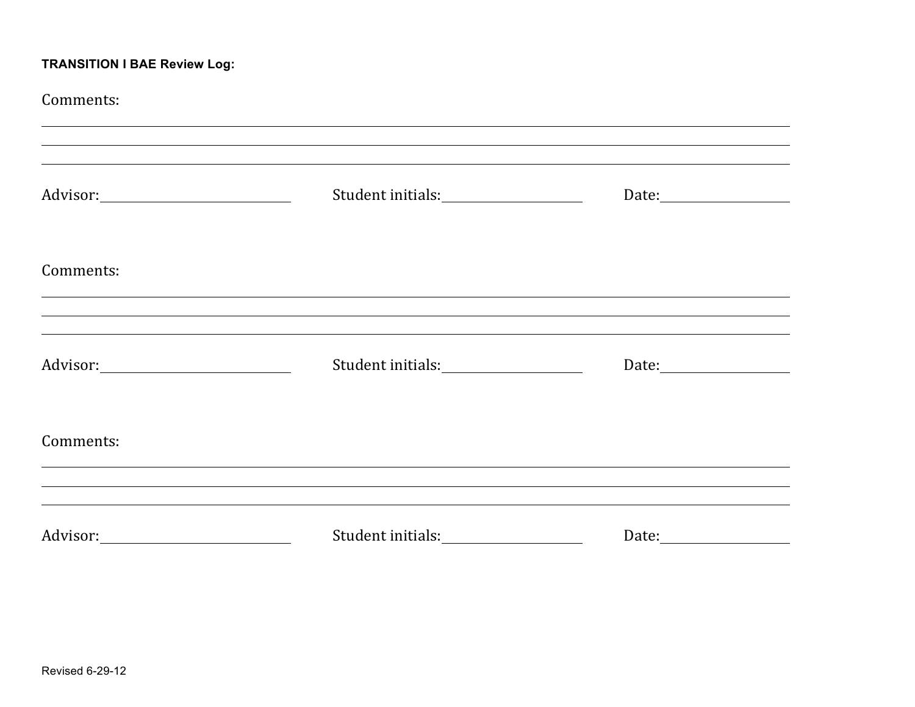**TRANSITION I BAE Review Log:**

Comments:

\_\_\_\_\_\_\_\_\_\_\_\_\_\_\_\_\_\_\_\_\_\_\_\_\_\_\_\_\_\_\_\_\_\_\_\_\_\_\_\_\_\_\_\_\_\_\_\_\_\_\_\_\_\_\_\_\_\_\_\_\_\_\_\_\_\_\_\_\_\_\_\_\_\_\_\_

\_\_\_\_\_\_\_\_\_\_\_\_\_\_\_\_\_\_\_\_\_\_\_\_\_\_\_\_\_\_\_\_\_\_\_\_\_\_\_\_\_\_\_\_\_\_\_\_\_\_\_\_\_\_\_\_\_\_\_\_\_\_\_\_\_\_\_\_\_\_\_\_\_\_\_\_

\_\_\_\_\_\_\_\_\_\_\_\_\_\_\_\_\_\_\_\_\_\_\_\_\_\_\_\_\_\_\_\_\_\_\_\_\_\_\_\_\_\_\_\_\_\_\_\_\_\_\_\_\_\_\_\_\_\_\_\_\_\_\_\_\_\_\_\_\_\_\_\_\_\_\_\_

Advisor:\_\_\_\_\_\_\_\_\_\_\_\_\_\_\_\_\_\_\_\_ Student initials:\_\_\_\_\_\_\_\_\_\_\_\_\_\_ Date:\_\_\_\_\_\_\_\_\_\_\_\_\_

Comments:

\_\_\_\_\_\_\_\_\_\_\_\_\_\_\_\_\_\_\_\_\_\_\_\_\_\_\_\_\_\_\_\_\_\_\_\_\_\_\_\_\_\_\_\_\_\_\_\_\_\_\_\_\_\_\_\_\_\_\_\_\_\_\_\_\_\_\_\_\_\_\_\_\_\_\_\_

\_\_\_\_\_\_\_\_\_\_\_\_\_\_\_\_\_\_\_\_\_\_\_\_\_\_\_\_\_\_\_\_\_\_\_\_\_\_\_\_\_\_\_\_\_\_\_\_\_\_\_\_\_\_\_\_\_\_\_\_\_\_\_\_\_\_\_\_\_\_\_\_\_\_\_\_

\_\_\_\_\_\_\_\_\_\_\_\_\_\_\_\_\_\_\_\_\_\_\_\_\_\_\_\_\_\_\_\_\_\_\_\_\_\_\_\_\_\_\_\_\_\_\_\_\_\_\_\_\_\_\_\_\_\_\_\_\_\_\_\_\_\_\_\_\_\_\_\_\_\_\_\_

Advisor:\_\_\_\_\_\_\_\_\_\_\_\_\_\_\_\_\_\_\_\_ Student initials:\_\_\_\_\_\_\_\_\_\_\_\_\_\_ Date:\_\_\_\_\_\_\_\_\_\_\_\_\_

Comments:

\_\_\_\_\_\_\_\_\_\_\_\_\_\_\_\_\_\_\_\_\_\_\_\_\_\_\_\_\_\_\_\_\_\_\_\_\_\_\_\_\_\_\_\_\_\_\_\_\_\_\_\_\_\_\_\_\_\_\_\_\_\_\_\_\_\_\_\_\_\_\_\_\_\_\_\_

\_\_\_\_\_\_\_\_\_\_\_\_\_\_\_\_\_\_\_\_\_\_\_\_\_\_\_\_\_\_\_\_\_\_\_\_\_\_\_\_\_\_\_\_\_\_\_\_\_\_\_\_\_\_\_\_\_\_\_\_\_\_\_\_\_\_\_\_\_\_\_\_\_\_\_\_

\_\_\_\_\_\_\_\_\_\_\_\_\_\_\_\_\_\_\_\_\_\_\_\_\_\_\_\_\_\_\_\_\_\_\_\_\_\_\_\_\_\_\_\_\_\_\_\_\_\_\_\_\_\_\_\_\_\_\_\_\_\_\_\_\_\_\_\_\_\_\_\_\_\_\_\_

Advisor:\_\_\_\_\_\_\_\_\_\_\_\_\_\_\_\_\_\_\_\_ Student initials:\_\_\_\_\_\_\_\_\_\_\_\_\_\_ Date:\_\_\_\_\_\_\_\_\_\_\_\_\_

Revised 6-29-12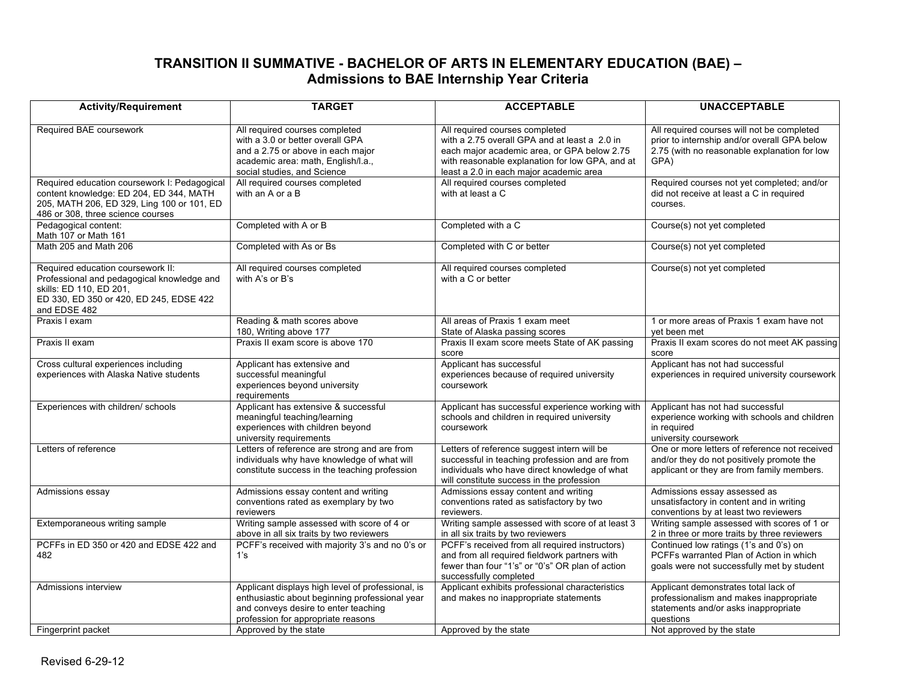# TRANSITION II SUMMATIVE - BACHELOR OF ARTS IN ELEMENTARY EDUCATION (BAE) – Admissions to BAE Internship Year Criteria

| Activity/Requirement | TARGET | ACCEPTABLE | UNACCEPTABLE |
|---|---|---|---|
| Required BAE coursework | All required courses completed with a 3.0 or better overall GPA and a 2.75 or above in each major academic area: math, English/l.a., social studies, and Science | All required courses completed with a 2.75 overall GPA and at least a 2.0 in each major academic area, or GPA below 2.75 with reasonable explanation for low GPA, and at least a 2.0 in each major academic area | All required courses will not be completed prior to internship and/or overall GPA below 2.75 (with no reasonable explanation for low GPA) |
| Required education coursework I: Pedagogical content knowledge: ED 204, ED 344, MATH 205, MATH 206, ED 329, Ling 100 or 101, ED 486 or 308, three science courses | All required courses completed with an A or a B | All required courses completed with at least a C | Required courses not yet completed; and/or did not receive at least a C in required courses. |
| Pedagogical content: Math 107 or Math 161 | Completed with A or B | Completed with a C | Course(s) not yet completed |
| Math 205 and Math 206 | Completed with As or Bs | Completed with C or better | Course(s) not yet completed |
| Required education coursework II: Professional and pedagogical knowledge and skills: ED 110, ED 201, ED 330, ED 350 or 420, ED 245, EDSE 422 and EDSE 482 | All required courses completed with A's or B's | All required courses completed with a C or better | Course(s) not yet completed |
| Praxis I exam | Reading & math scores above 180, Writing above 177 | All areas of Praxis 1 exam meet State of Alaska passing scores | 1 or more areas of Praxis 1 exam have not yet been met |
| Praxis II exam | Praxis II exam score is above 170 | Praxis II exam score meets State of AK passing score | Praxis II exam scores do not meet AK passing score |
| Cross cultural experiences including experiences with Alaska Native students | Applicant has extensive and successful meaningful experiences beyond university requirements | Applicant has successful experiences because of required university coursework | Applicant has not had successful experiences in required university coursework |
| Experiences with children/ schools | Applicant has extensive & successful meaningful teaching/learning experiences with children beyond university requirements | Applicant has successful experience working with schools and children in required university coursework | Applicant has not had successful experience working with schools and children in required university coursework |
| Letters of reference | Letters of reference are strong and are from individuals why have knowledge of what will constitute success in the teaching profession | Letters of reference suggest intern will be successful in teaching profession and are from individuals who have direct knowledge of what will constitute success in the profession | One or more letters of reference not received and/or they do not positively promote the applicant or they are from family members. |
| Admissions essay | Admissions essay content and writing conventions rated as exemplary by two reviewers | Admissions essay content and writing conventions rated as satisfactory by two reviewers. | Admissions essay assessed as unsatisfactory in content and in writing conventions by at least two reviewers |
| Extemporaneous writing sample | Writing sample assessed with score of 4 or above in all six traits by two reviewers | Writing sample assessed with score of at least 3 in all six traits by two reviewers | Writing sample assessed with scores of 1 or 2 in three or more traits by three reviewers |
| PCFFs in ED 350 or 420 and EDSE 422 and 482 | PCFF's received with majority 3's and no 0's or 1's | PCFF's received from all required instructors) and from all required fieldwork partners with fewer than four "1's" or "0's" OR plan of action successfully completed | Continued low ratings (1's and 0's) on PCFFs warranted Plan of Action in which goals were not successfully met by student |
| Admissions interview | Applicant displays high level of professional, is enthusiastic about beginning professional year and conveys desire to enter teaching profession for appropriate reasons | Applicant exhibits professional characteristics and makes no inappropriate statements | Applicant demonstrates total lack of professionalism and makes inappropriate statements and/or asks inappropriate questions |
| Fingerprint packet | Approved by the state | Approved by the state | Not approved by the state |

Revised 6-29-12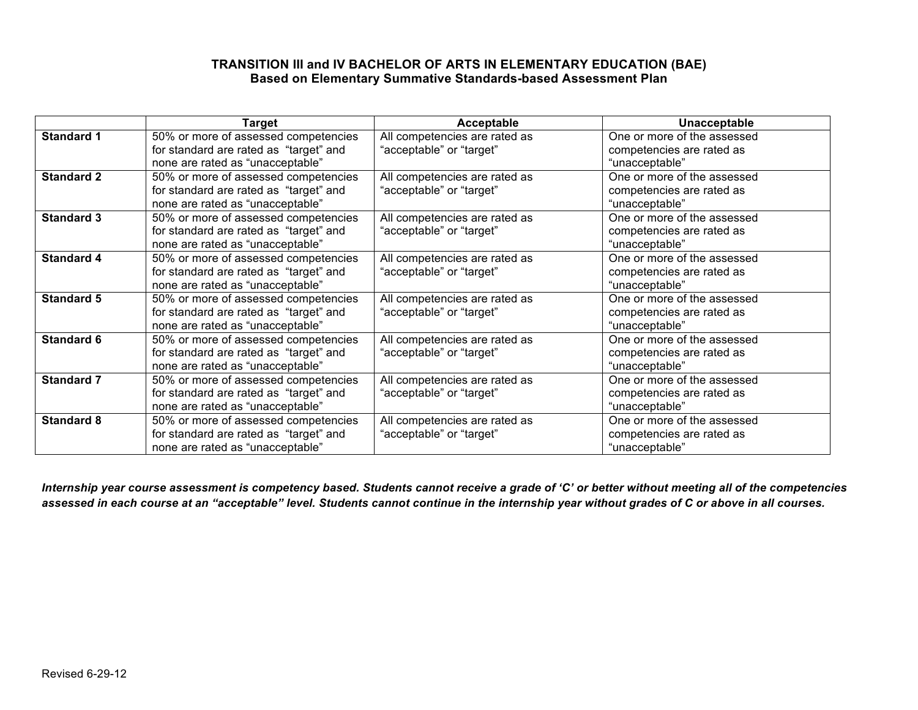# TRANSITION III and IV BACHELOR OF ARTS IN ELEMENTARY EDUCATION (BAE)
## Based on Elementary Summative Standards-based Assessment Plan

| | Target | Acceptable | Unacceptable |
|---|---|---|---|
| **Standard 1** | 50% or more of assessed competencies for standard are rated as "target" and none are rated as "unacceptable" | All competencies are rated as "acceptable" or "target" | One or more of the assessed competencies are rated as "unacceptable" |
| **Standard 2** | 50% or more of assessed competencies for standard are rated as "target" and none are rated as "unacceptable" | All competencies are rated as "acceptable" or "target" | One or more of the assessed competencies are rated as "unacceptable" |
| **Standard 3** | 50% or more of assessed competencies for standard are rated as "target" and none are rated as "unacceptable" | All competencies are rated as "acceptable" or "target" | One or more of the assessed competencies are rated as "unacceptable" |
| **Standard 4** | 50% or more of assessed competencies for standard are rated as "target" and none are rated as "unacceptable" | All competencies are rated as "acceptable" or "target" | One or more of the assessed competencies are rated as "unacceptable" |
| **Standard 5** | 50% or more of assessed competencies for standard are rated as "target" and none are rated as "unacceptable" | All competencies are rated as "acceptable" or "target" | One or more of the assessed competencies are rated as "unacceptable" |
| **Standard 6** | 50% or more of assessed competencies for standard are rated as "target" and none are rated as "unacceptable" | All competencies are rated as "acceptable" or "target" | One or more of the assessed competencies are rated as "unacceptable" |
| **Standard 7** | 50% or more of assessed competencies for standard are rated as "target" and none are rated as "unacceptable" | All competencies are rated as "acceptable" or "target" | One or more of the assessed competencies are rated as "unacceptable" |
| **Standard 8** | 50% or more of assessed competencies for standard are rated as "target" and none are rated as "unacceptable" | All competencies are rated as "acceptable" or "target" | One or more of the assessed competencies are rated as "unacceptable" |

***Internship year course assessment is competency based. Students cannot receive a grade of 'C' or better without meeting all of the competencies assessed in each course at an "acceptable" level. Students cannot continue in the internship year without grades of C or above in all courses.***

Revised 6-29-12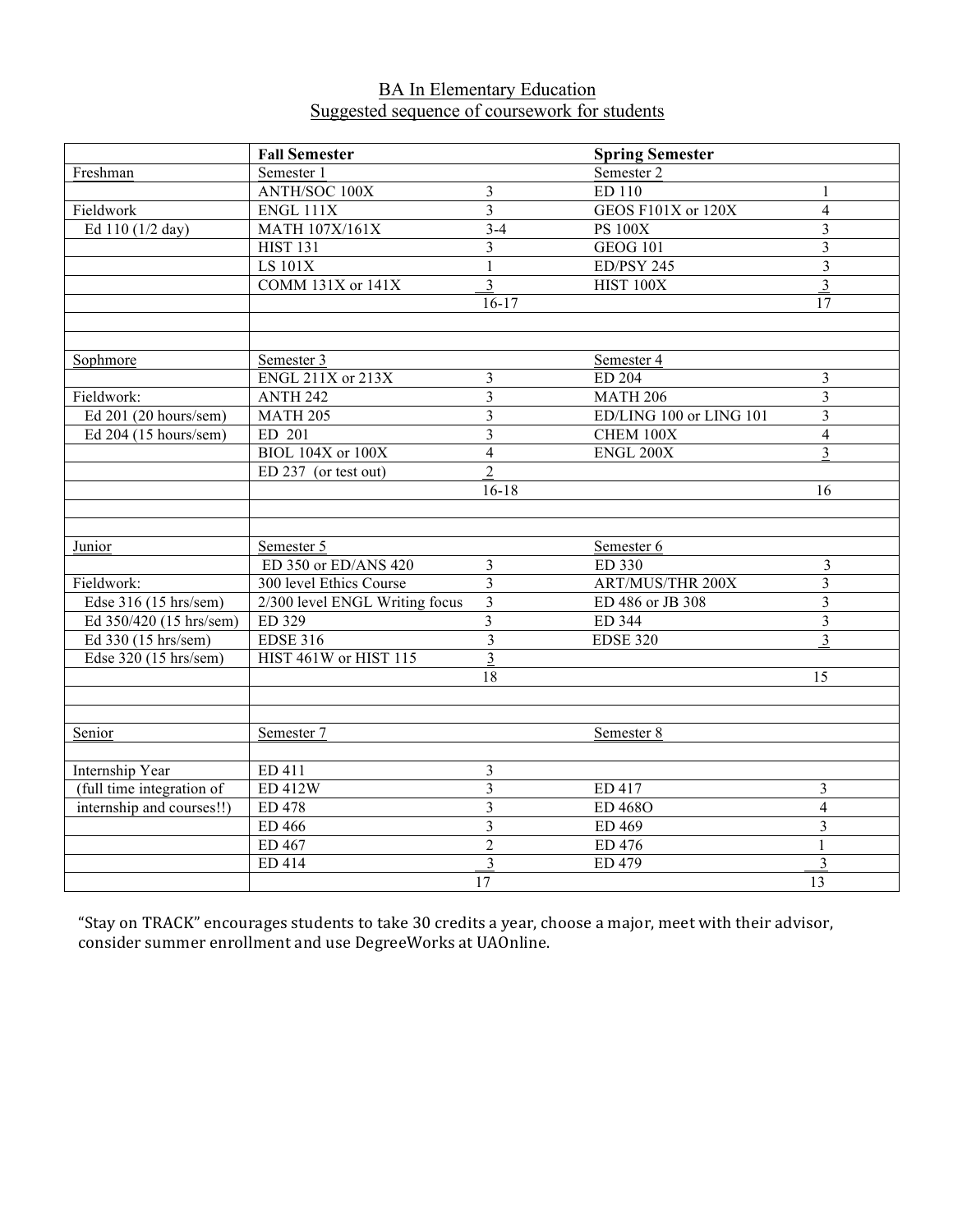BA In Elementary Education

Suggested sequence of coursework for students

| | Fall Semester | | Spring Semester | |
|---|---|---|---|---|
| Freshman | Semester 1 | | Semester 2 | |
| | ANTH/SOC 100X | 3 | ED 110 | 1 |
| Fieldwork | ENGL 111X | 3 | GEOS F101X or 120X | 4 |
| Ed 110 (1/2 day) | MATH 107X/161X | 3-4 | PS 100X | 3 |
| | HIST 131 | 3 | GEOG 101 | 3 |
| | LS 101X | 1 | ED/PSY 245 | 3 |
| | COMM 131X or 141X | 3 | HIST 100X | 3 |
| | | 16-17 | | 17 |
| | | | | |
| | | | | |
| Sophmore | Semester 3 | | Semester 4 | |
| | ENGL 211X or 213X | 3 | ED 204 | 3 |
| Fieldwork: | ANTH 242 | 3 | MATH 206 | 3 |
| Ed 201 (20 hours/sem) | MATH 205 | 3 | ED/LING 100 or LING 101 | 3 |
| Ed 204 (15 hours/sem) | ED 201 | 3 | CHEM 100X | 4 |
| | BIOL 104X or 100X | 4 | ENGL 200X | 3 |
| | ED 237 (or test out) | 2 | | |
| | | 16-18 | | 16 |
| | | | | |
| | | | | |
| Junior | Semester 5 | | Semester 6 | |
| | ED 350 or ED/ANS 420 | 3 | ED 330 | 3 |
| Fieldwork: | 300 level Ethics Course | 3 | ART/MUS/THR 200X | 3 |
| Edse 316 (15 hrs/sem) | 2/300 level ENGL Writing focus | 3 | ED 486 or JB 308 | 3 |
| Ed 350/420 (15 hrs/sem) | ED 329 | 3 | ED 344 | 3 |
| Ed 330 (15 hrs/sem) | EDSE 316 | 3 | EDSE 320 | 3 |
| Edse 320 (15 hrs/sem) | HIST 461W or HIST 115 | 3 | | |
| | | 18 | | 15 |
| | | | | |
| | | | | |
| Senior | Semester 7 | | Semester 8 | |
| | | | | |
| Internship Year | ED 411 | 3 | | |
| (full time integration of | ED 412W | 3 | ED 417 | 3 |
| internship and courses!!) | ED 478 | 3 | ED 468O | 4 |
| | ED 466 | 3 | ED 469 | 3 |
| | ED 467 | 2 | ED 476 | 1 |
| | ED 414 | 3 | ED 479 | 3 |
| | | 17 | | 13 |

"Stay on TRACK" encourages students to take 30 credits a year, choose a major, meet with their advisor, consider summer enrollment and use DegreeWorks at UAOnline.